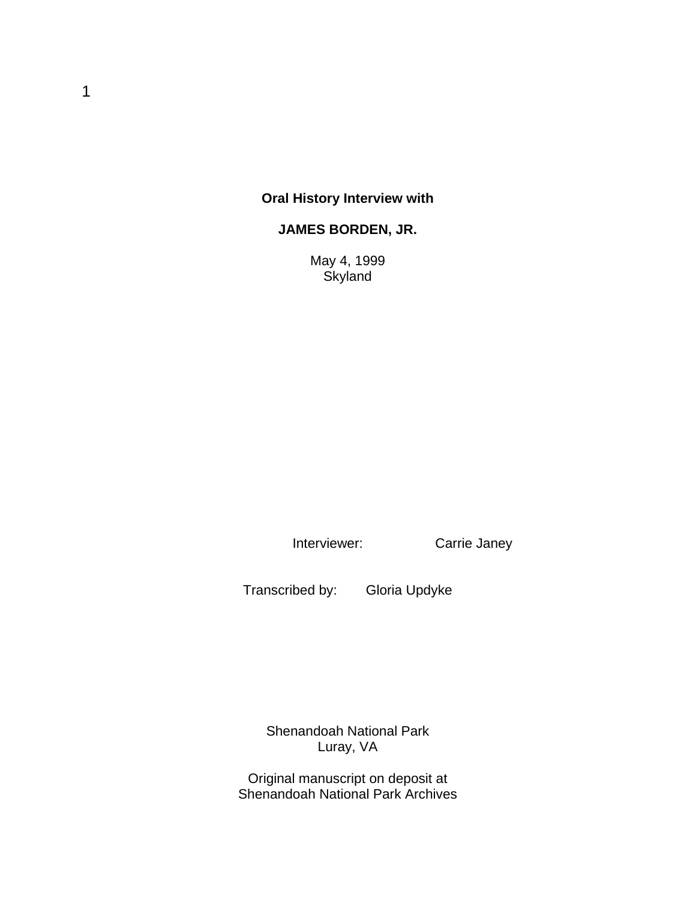**Oral History Interview with**

**JAMES BORDEN, JR.**

May 4, 1999
Skyland

Interviewer: Carrie Janey

Transcribed by: Gloria Updyke

Shenandoah National Park
Luray, VA

Original manuscript on deposit at
Shenandoah National Park Archives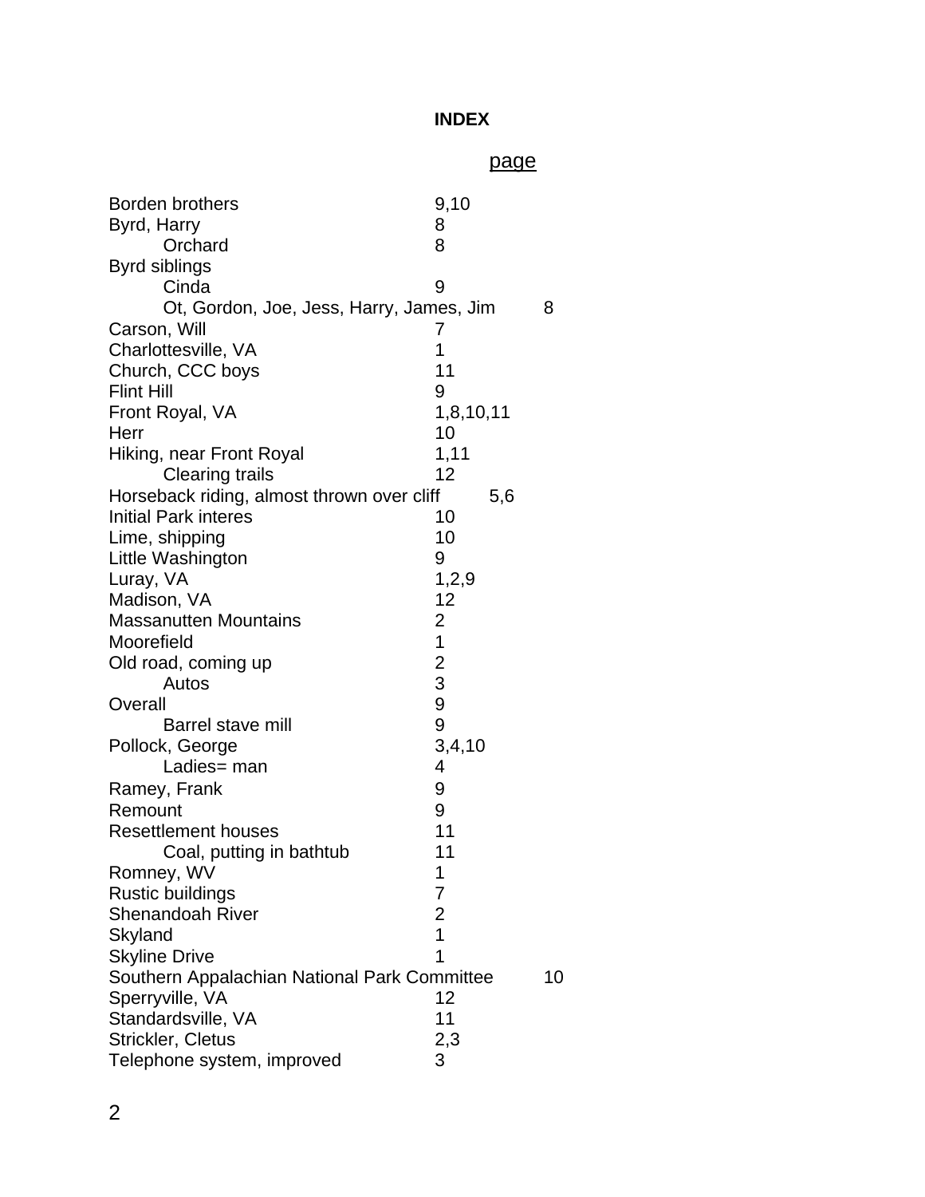**INDEX**

page

Borden brothers 9,10
Byrd, Harry 8
    Orchard 8
Byrd siblings
    Cinda 9
    Ot, Gordon, Joe, Jess, Harry, James, Jim 8
Carson, Will 7
Charlottesville, VA 1
Church, CCC boys 11
Flint Hill 9
Front Royal, VA 1,8,10,11
Herr 10
Hiking, near Front Royal 1,11
    Clearing trails 12
Horseback riding, almost thrown over cliff 5,6
Initial Park interes 10
Lime, shipping 10
Little Washington 9
Luray, VA 1,2,9
Madison, VA 12
Massanutten Mountains 2
Moorefield 1
Old road, coming up 2
    Autos 3
Overall 9
    Barrel stave mill 9
Pollock, George 3,4,10
    Ladies= man 4
Ramey, Frank 9
Remount 9
Resettlement houses 11
    Coal, putting in bathtub 11
Romney, WV 1
Rustic buildings 7
Shenandoah River 2
Skyland 1
Skyline Drive 1
Southern Appalachian National Park Committee 10
Sperryville, VA 12
Standardsville, VA 11
Strickler, Cletus 2,3
Telephone system, improved 3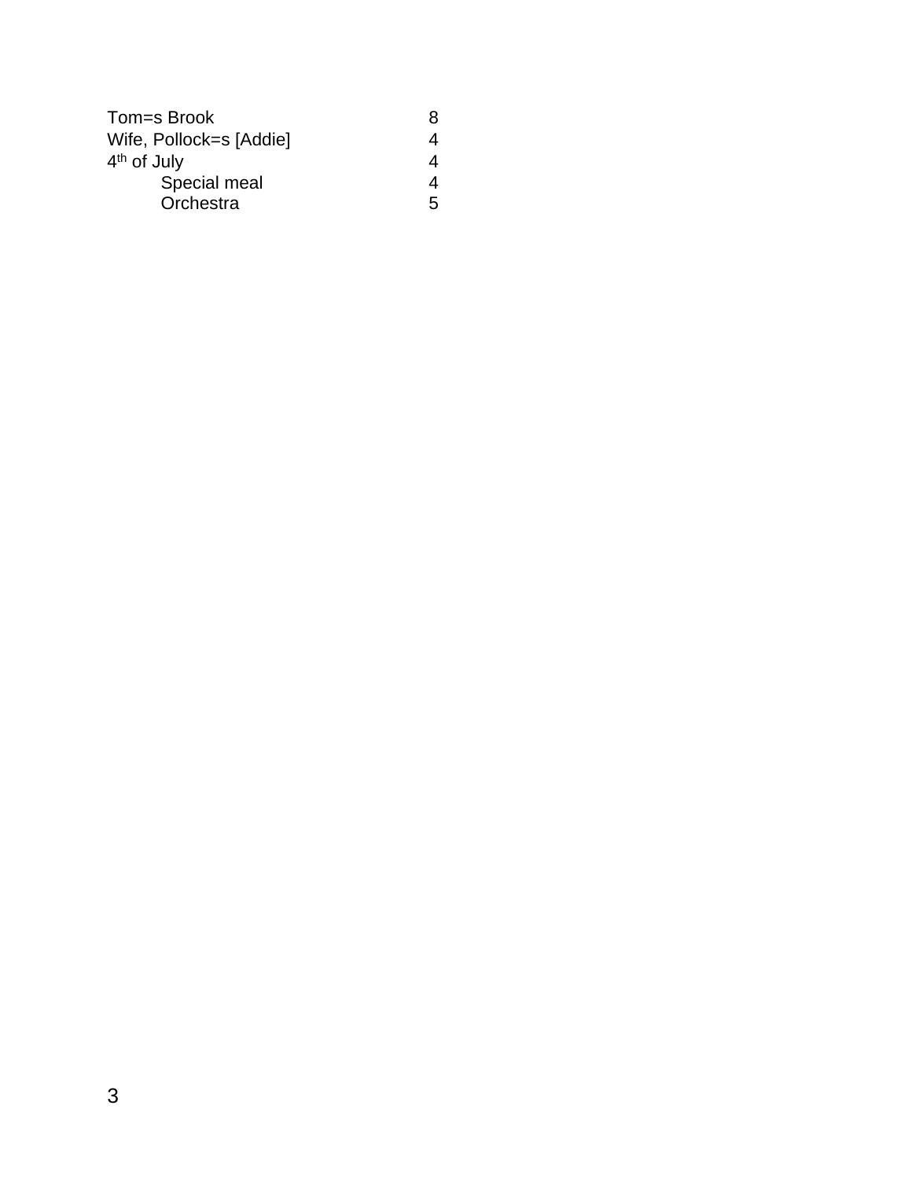| | |
|---|---|
| Tom=s Brook | 8 |
| Wife, Pollock=s [Addie] | 4 |
| 4th of July | 4 |
| Special meal | 4 |
| Orchestra | 5 |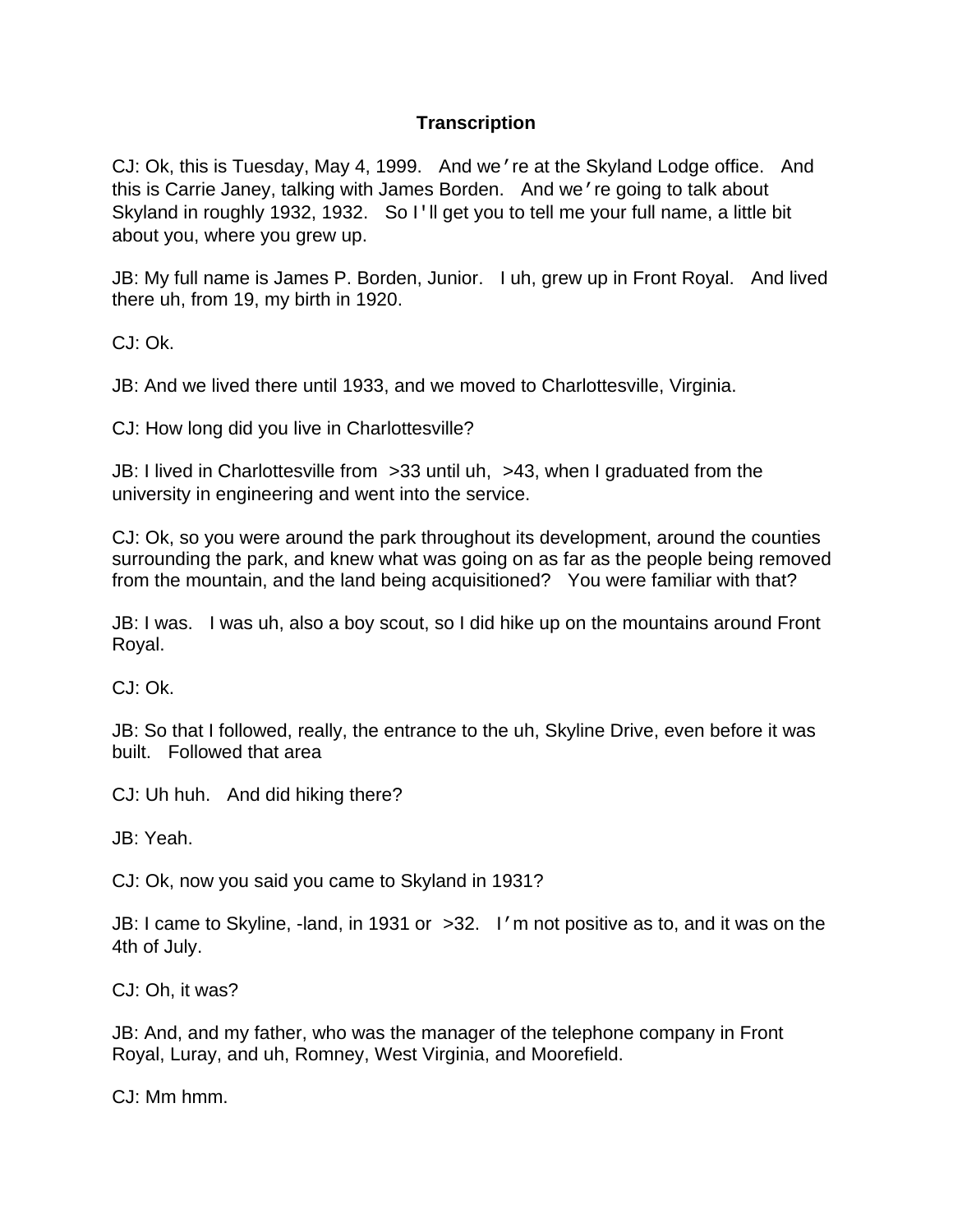**Transcription**

CJ: Ok, this is Tuesday, May 4, 1999. And we're at the Skyland Lodge office. And this is Carrie Janey, talking with James Borden. And we're going to talk about Skyland in roughly 1932, 1932. So I'll get you to tell me your full name, a little bit about you, where you grew up.

JB: My full name is James P. Borden, Junior. I uh, grew up in Front Royal. And lived there uh, from 19, my birth in 1920.

CJ: Ok.

JB: And we lived there until 1933, and we moved to Charlottesville, Virginia.

CJ: How long did you live in Charlottesville?

JB: I lived in Charlottesville from >33 until uh, >43, when I graduated from the university in engineering and went into the service.

CJ: Ok, so you were around the park throughout its development, around the counties surrounding the park, and knew what was going on as far as the people being removed from the mountain, and the land being acquisitioned? You were familiar with that?

JB: I was. I was uh, also a boy scout, so I did hike up on the mountains around Front Royal.

CJ: Ok.

JB: So that I followed, really, the entrance to the uh, Skyline Drive, even before it was built. Followed that area

CJ: Uh huh. And did hiking there?

JB: Yeah.

CJ: Ok, now you said you came to Skyland in 1931?

JB: I came to Skyline, -land, in 1931 or >32. I'm not positive as to, and it was on the 4th of July.

CJ: Oh, it was?

JB: And, and my father, who was the manager of the telephone company in Front Royal, Luray, and uh, Romney, West Virginia, and Moorefield.

CJ: Mm hmm.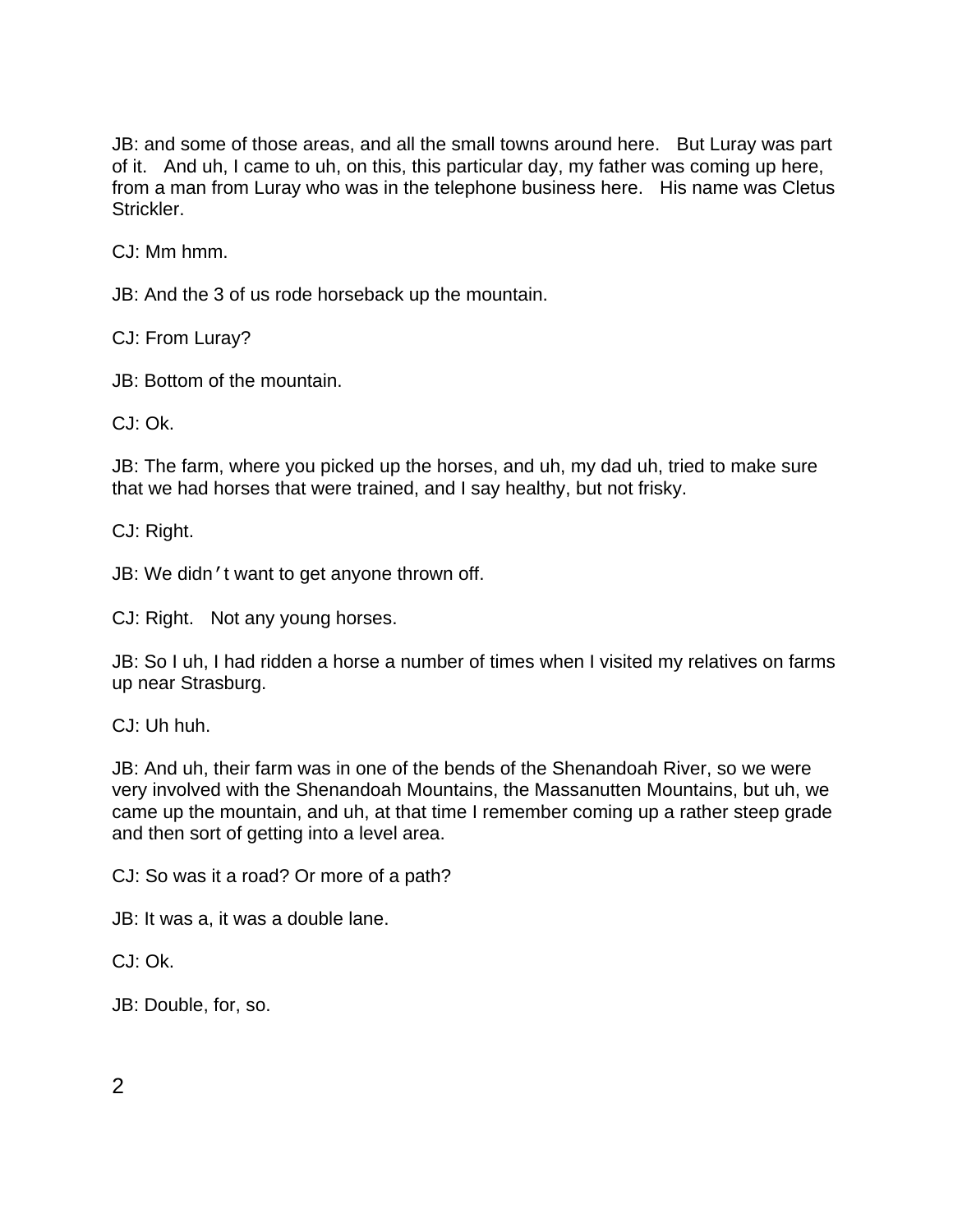JB: and some of those areas, and all the small towns around here. But Luray was part of it. And uh, I came to uh, on this, this particular day, my father was coming up here, from a man from Luray who was in the telephone business here. His name was Cletus Strickler.

CJ: Mm hmm.

JB: And the 3 of us rode horseback up the mountain.

CJ: From Luray?

JB: Bottom of the mountain.

CJ: Ok.

JB: The farm, where you picked up the horses, and uh, my dad uh, tried to make sure that we had horses that were trained, and I say healthy, but not frisky.

CJ: Right.

JB: We didn't want to get anyone thrown off.

CJ: Right. Not any young horses.

JB: So I uh, I had ridden a horse a number of times when I visited my relatives on farms up near Strasburg.

CJ: Uh huh.

JB: And uh, their farm was in one of the bends of the Shenandoah River, so we were very involved with the Shenandoah Mountains, the Massanutten Mountains, but uh, we came up the mountain, and uh, at that time I remember coming up a rather steep grade and then sort of getting into a level area.

CJ: So was it a road? Or more of a path?

JB: It was a, it was a double lane.

CJ: Ok.

JB: Double, for, so.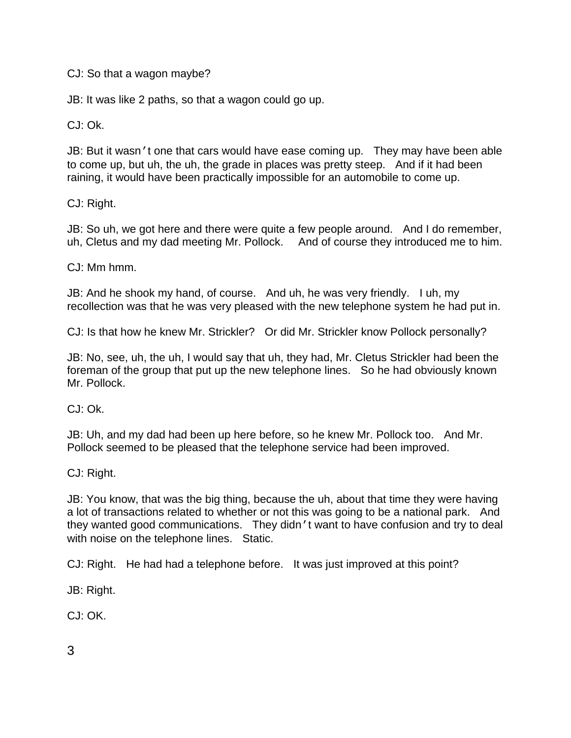CJ: So that a wagon maybe?

JB: It was like 2 paths, so that a wagon could go up.

CJ: Ok.

JB: But it wasn't one that cars would have ease coming up. They may have been able to come up, but uh, the uh, the grade in places was pretty steep. And if it had been raining, it would have been practically impossible for an automobile to come up.

CJ: Right.

JB: So uh, we got here and there were quite a few people around. And I do remember, uh, Cletus and my dad meeting Mr. Pollock. And of course they introduced me to him.

CJ: Mm hmm.

JB: And he shook my hand, of course. And uh, he was very friendly. I uh, my recollection was that he was very pleased with the new telephone system he had put in.

CJ: Is that how he knew Mr. Strickler? Or did Mr. Strickler know Pollock personally?

JB: No, see, uh, the uh, I would say that uh, they had, Mr. Cletus Strickler had been the foreman of the group that put up the new telephone lines. So he had obviously known Mr. Pollock.

CJ: Ok.

JB: Uh, and my dad had been up here before, so he knew Mr. Pollock too. And Mr. Pollock seemed to be pleased that the telephone service had been improved.

CJ: Right.

JB: You know, that was the big thing, because the uh, about that time they were having a lot of transactions related to whether or not this was going to be a national park. And they wanted good communications. They didn't want to have confusion and try to deal with noise on the telephone lines. Static.

CJ: Right. He had had a telephone before. It was just improved at this point?

JB: Right.

CJ: OK.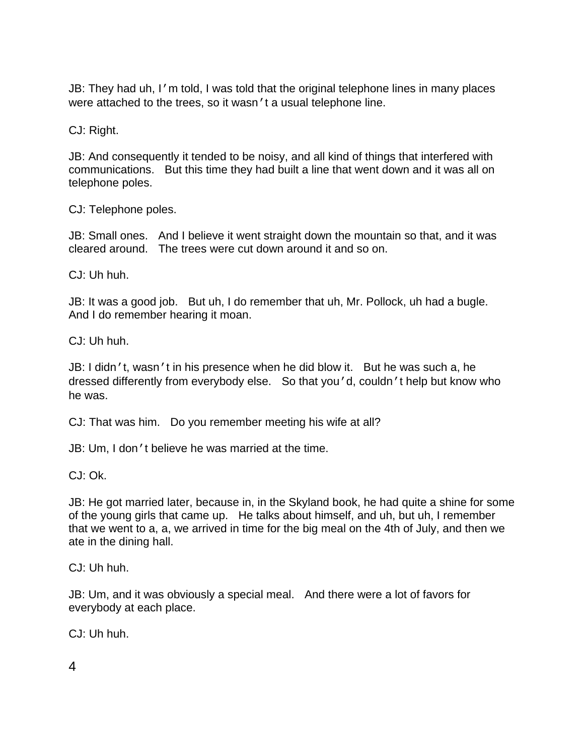JB: They had uh, I'm told, I was told that the original telephone lines in many places were attached to the trees, so it wasn't a usual telephone line.

CJ: Right.

JB: And consequently it tended to be noisy, and all kind of things that interfered with communications. But this time they had built a line that went down and it was all on telephone poles.

CJ: Telephone poles.

JB: Small ones. And I believe it went straight down the mountain so that, and it was cleared around. The trees were cut down around it and so on.

CJ: Uh huh.

JB: It was a good job. But uh, I do remember that uh, Mr. Pollock, uh had a bugle. And I do remember hearing it moan.

CJ: Uh huh.

JB: I didn't, wasn't in his presence when he did blow it. But he was such a, he dressed differently from everybody else. So that you'd, couldn't help but know who he was.

CJ: That was him. Do you remember meeting his wife at all?

JB: Um, I don't believe he was married at the time.

CJ: Ok.

JB: He got married later, because in, in the Skyland book, he had quite a shine for some of the young girls that came up. He talks about himself, and uh, but uh, I remember that we went to a, a, we arrived in time for the big meal on the 4th of July, and then we ate in the dining hall.

CJ: Uh huh.

JB: Um, and it was obviously a special meal. And there were a lot of favors for everybody at each place.

CJ: Uh huh.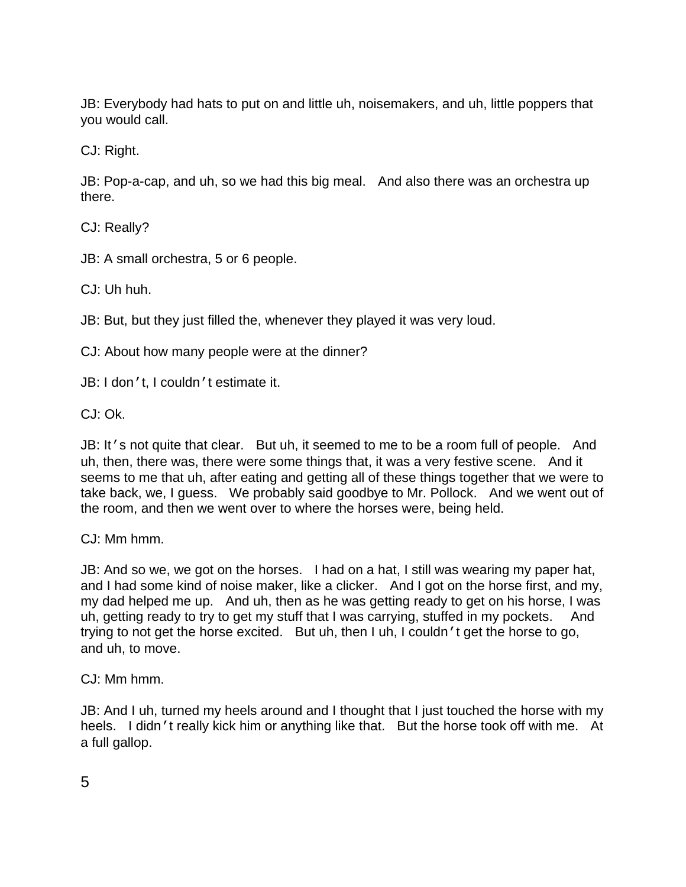JB: Everybody had hats to put on and little uh, noisemakers, and uh, little poppers that you would call.

CJ: Right.

JB: Pop-a-cap, and uh, so we had this big meal. And also there was an orchestra up there.

CJ: Really?

JB: A small orchestra, 5 or 6 people.

CJ: Uh huh.

JB: But, but they just filled the, whenever they played it was very loud.

CJ: About how many people were at the dinner?

JB: I don't, I couldn't estimate it.

CJ: Ok.

JB: It's not quite that clear. But uh, it seemed to me to be a room full of people. And uh, then, there was, there were some things that, it was a very festive scene. And it seems to me that uh, after eating and getting all of these things together that we were to take back, we, I guess. We probably said goodbye to Mr. Pollock. And we went out of the room, and then we went over to where the horses were, being held.

CJ: Mm hmm.

JB: And so we, we got on the horses. I had on a hat, I still was wearing my paper hat, and I had some kind of noise maker, like a clicker. And I got on the horse first, and my, my dad helped me up. And uh, then as he was getting ready to get on his horse, I was uh, getting ready to try to get my stuff that I was carrying, stuffed in my pockets. And trying to not get the horse excited. But uh, then I uh, I couldn't get the horse to go, and uh, to move.

CJ: Mm hmm.

JB: And I uh, turned my heels around and I thought that I just touched the horse with my heels. I didn't really kick him or anything like that. But the horse took off with me. At a full gallop.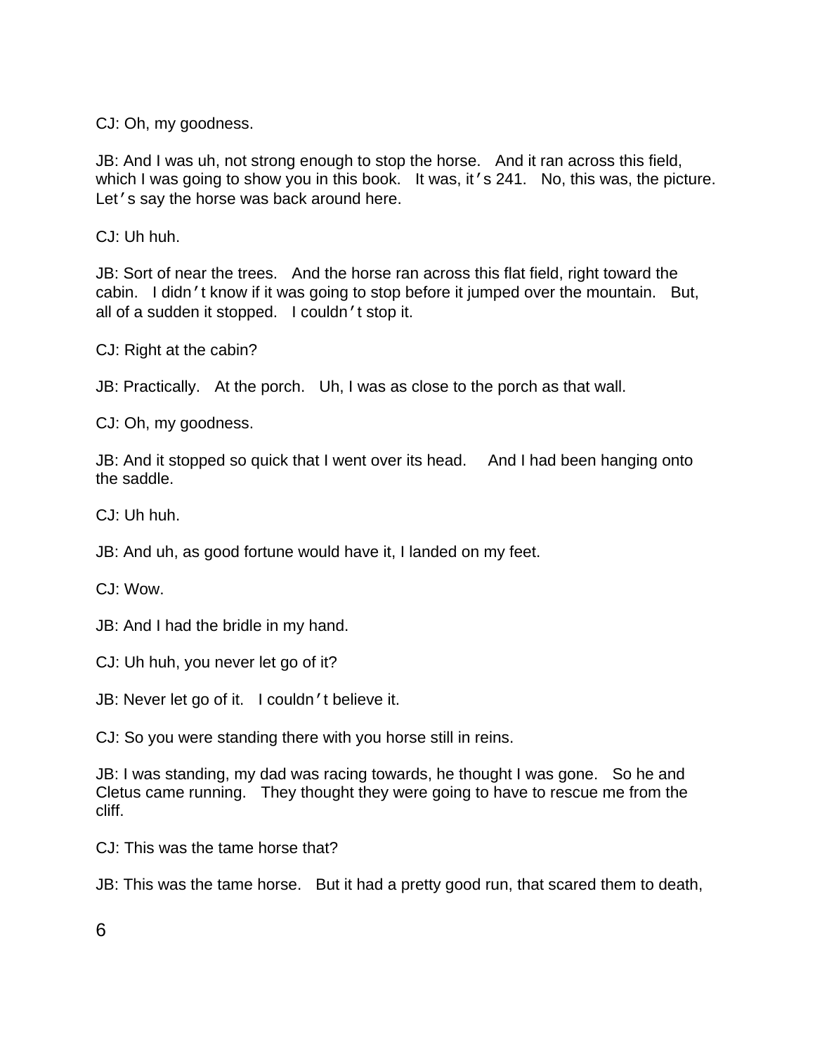CJ: Oh, my goodness.

JB: And I was uh, not strong enough to stop the horse. And it ran across this field, which I was going to show you in this book. It was, it's 241. No, this was, the picture. Let's say the horse was back around here.

CJ: Uh huh.

JB: Sort of near the trees. And the horse ran across this flat field, right toward the cabin. I didn't know if it was going to stop before it jumped over the mountain. But, all of a sudden it stopped. I couldn't stop it.

CJ: Right at the cabin?

JB: Practically. At the porch. Uh, I was as close to the porch as that wall.

CJ: Oh, my goodness.

JB: And it stopped so quick that I went over its head. And I had been hanging onto the saddle.

CJ: Uh huh.

JB: And uh, as good fortune would have it, I landed on my feet.

CJ: Wow.

JB: And I had the bridle in my hand.

CJ: Uh huh, you never let go of it?

JB: Never let go of it. I couldn't believe it.

CJ: So you were standing there with you horse still in reins.

JB: I was standing, my dad was racing towards, he thought I was gone. So he and Cletus came running. They thought they were going to have to rescue me from the cliff.

CJ: This was the tame horse that?

JB: This was the tame horse. But it had a pretty good run, that scared them to death,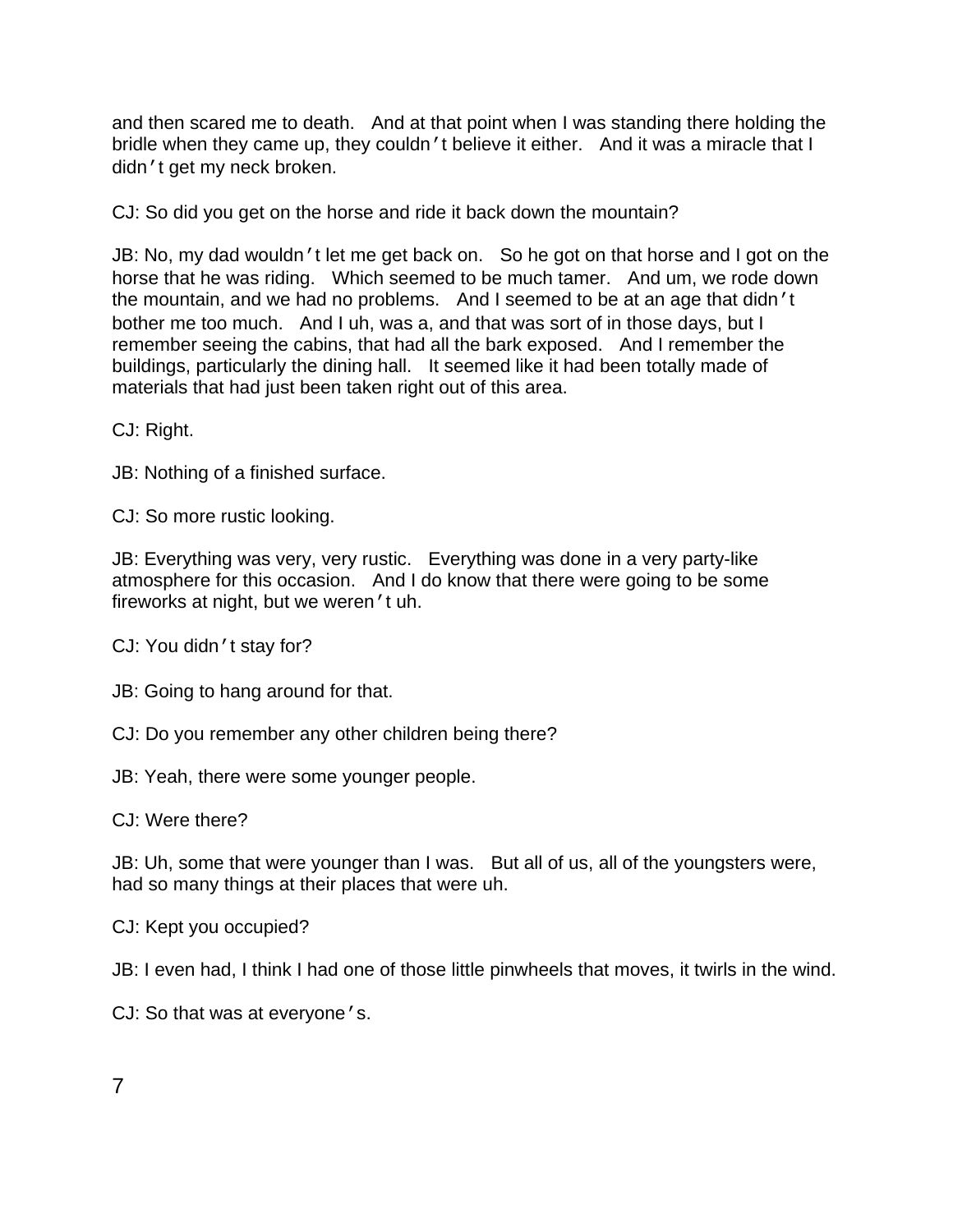and then scared me to death. And at that point when I was standing there holding the bridle when they came up, they couldn't believe it either. And it was a miracle that I didn't get my neck broken.

CJ: So did you get on the horse and ride it back down the mountain?

JB: No, my dad wouldn't let me get back on. So he got on that horse and I got on the horse that he was riding. Which seemed to be much tamer. And um, we rode down the mountain, and we had no problems. And I seemed to be at an age that didn't bother me too much. And I uh, was a, and that was sort of in those days, but I remember seeing the cabins, that had all the bark exposed. And I remember the buildings, particularly the dining hall. It seemed like it had been totally made of materials that had just been taken right out of this area.

CJ: Right.

JB: Nothing of a finished surface.

CJ: So more rustic looking.

JB: Everything was very, very rustic. Everything was done in a very party-like atmosphere for this occasion. And I do know that there were going to be some fireworks at night, but we weren't uh.

CJ: You didn't stay for?

JB: Going to hang around for that.

CJ: Do you remember any other children being there?

JB: Yeah, there were some younger people.

CJ: Were there?

JB: Uh, some that were younger than I was. But all of us, all of the youngsters were, had so many things at their places that were uh.

CJ: Kept you occupied?

JB: I even had, I think I had one of those little pinwheels that moves, it twirls in the wind.

CJ: So that was at everyone's.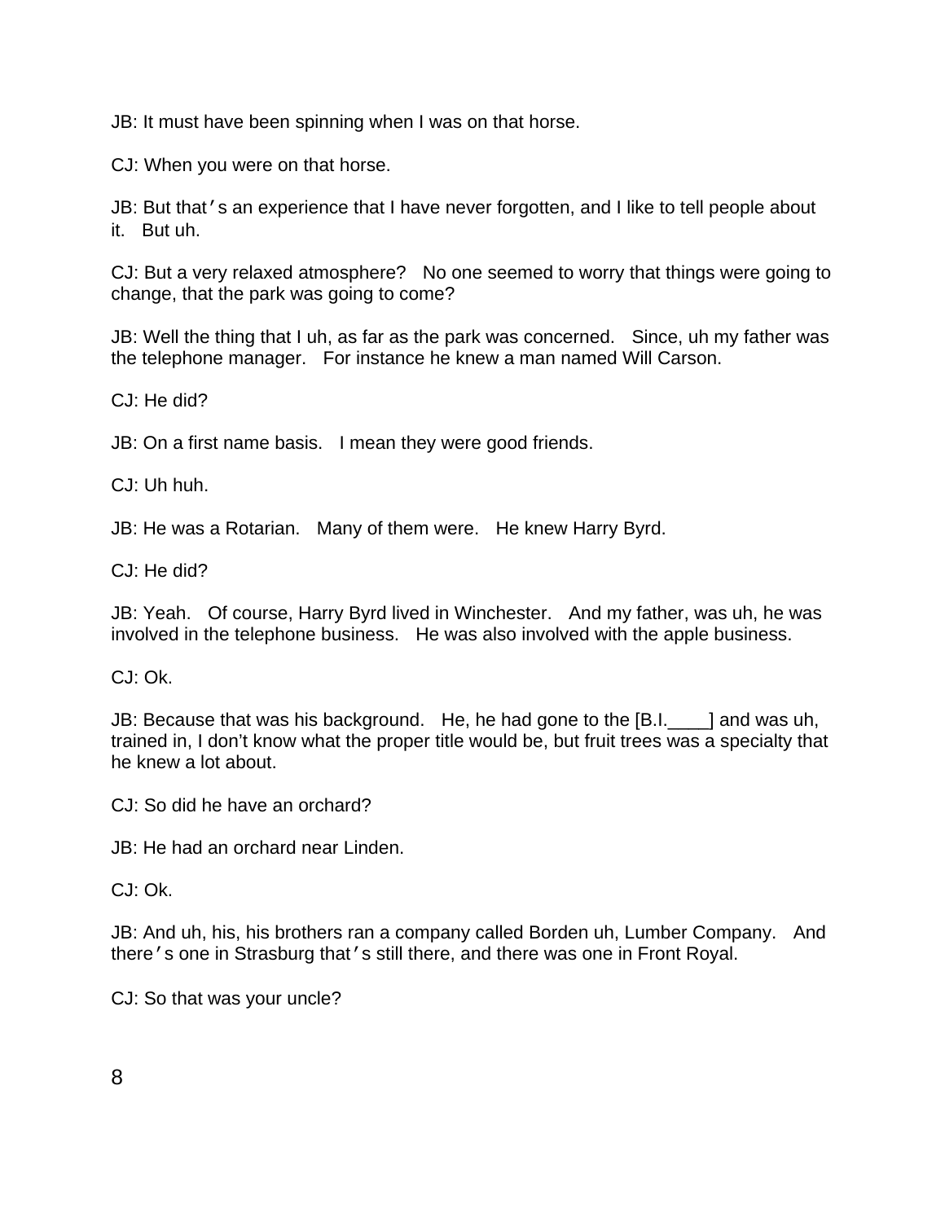JB: It must have been spinning when I was on that horse.

CJ: When you were on that horse.

JB: But that's an experience that I have never forgotten, and I like to tell people about it. But uh.

CJ: But a very relaxed atmosphere? No one seemed to worry that things were going to change, that the park was going to come?

JB: Well the thing that I uh, as far as the park was concerned. Since, uh my father was the telephone manager. For instance he knew a man named Will Carson.

CJ: He did?

JB: On a first name basis. I mean they were good friends.

CJ: Uh huh.

JB: He was a Rotarian. Many of them were. He knew Harry Byrd.

CJ: He did?

JB: Yeah. Of course, Harry Byrd lived in Winchester. And my father, was uh, he was involved in the telephone business. He was also involved with the apple business.

CJ: Ok.

JB: Because that was his background. He, he had gone to the [B.I.____] and was uh, trained in, I don't know what the proper title would be, but fruit trees was a specialty that he knew a lot about.

CJ: So did he have an orchard?

JB: He had an orchard near Linden.

CJ: Ok.

JB: And uh, his, his brothers ran a company called Borden uh, Lumber Company. And there's one in Strasburg that's still there, and there was one in Front Royal.

CJ: So that was your uncle?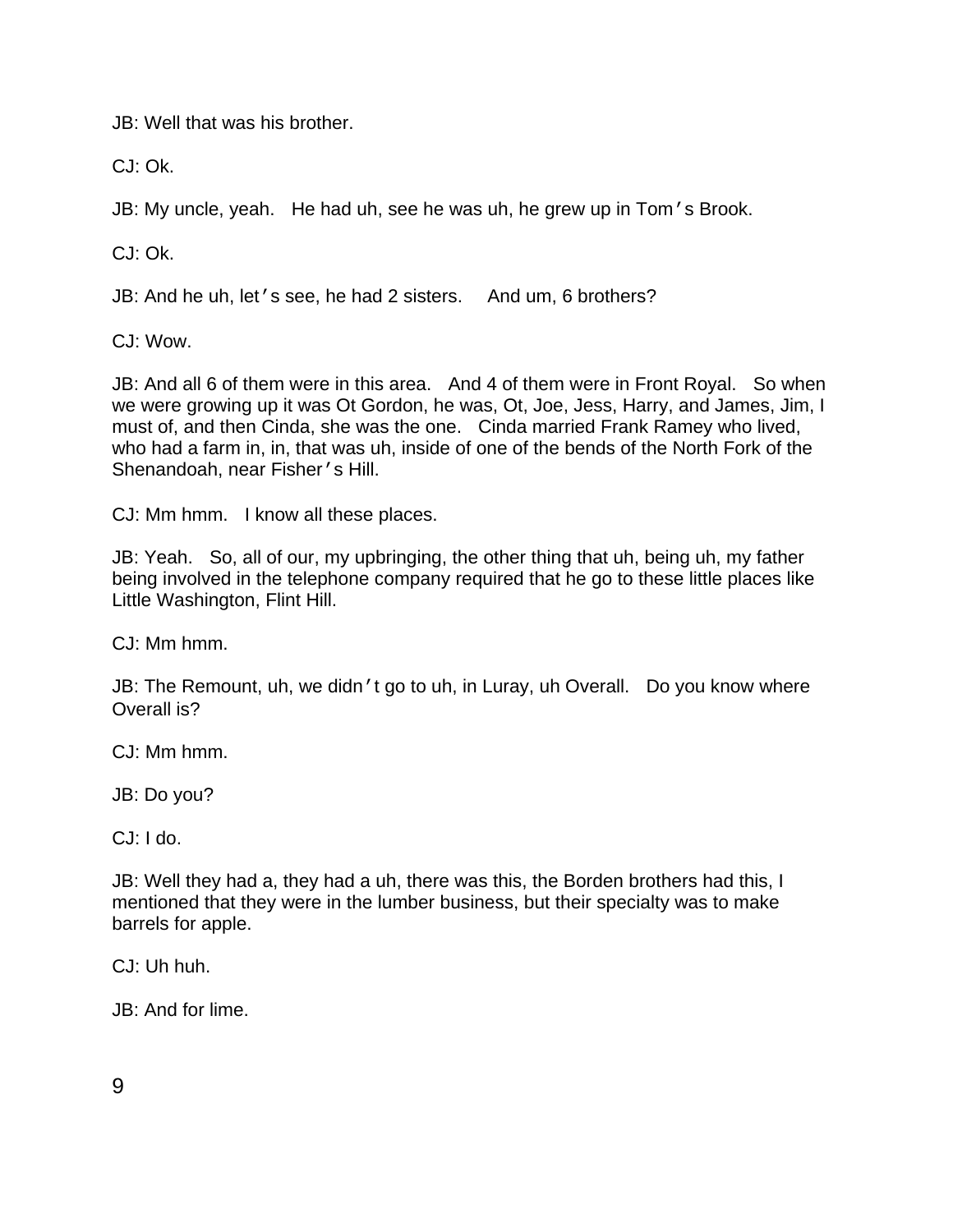JB: Well that was his brother.

CJ: Ok.

JB: My uncle, yeah. He had uh, see he was uh, he grew up in Tom's Brook.

CJ: Ok.

JB: And he uh, let's see, he had 2 sisters. And um, 6 brothers?

CJ: Wow.

JB: And all 6 of them were in this area. And 4 of them were in Front Royal. So when we were growing up it was Ot Gordon, he was, Ot, Joe, Jess, Harry, and James, Jim, I must of, and then Cinda, she was the one. Cinda married Frank Ramey who lived, who had a farm in, in, that was uh, inside of one of the bends of the North Fork of the Shenandoah, near Fisher's Hill.

CJ: Mm hmm. I know all these places.

JB: Yeah. So, all of our, my upbringing, the other thing that uh, being uh, my father being involved in the telephone company required that he go to these little places like Little Washington, Flint Hill.

CJ: Mm hmm.

JB: The Remount, uh, we didn't go to uh, in Luray, uh Overall. Do you know where Overall is?

CJ: Mm hmm.

JB: Do you?

CJ: I do.

JB: Well they had a, they had a uh, there was this, the Borden brothers had this, I mentioned that they were in the lumber business, but their specialty was to make barrels for apple.

CJ: Uh huh.

JB: And for lime.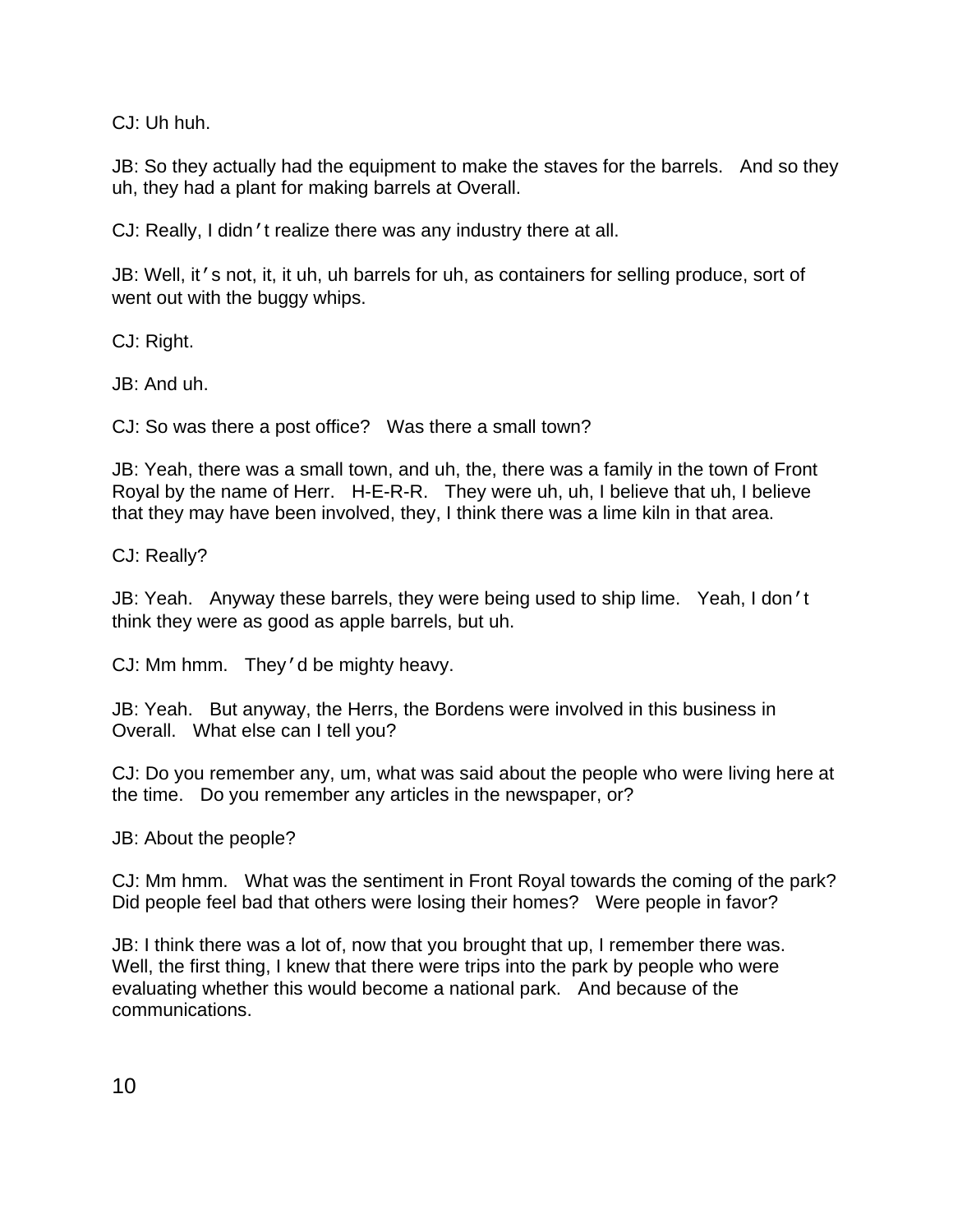CJ: Uh huh.

JB: So they actually had the equipment to make the staves for the barrels. And so they uh, they had a plant for making barrels at Overall.

CJ: Really, I didn't realize there was any industry there at all.

JB: Well, it's not, it, it uh, uh barrels for uh, as containers for selling produce, sort of went out with the buggy whips.

CJ: Right.

JB: And uh.

CJ: So was there a post office? Was there a small town?

JB: Yeah, there was a small town, and uh, the, there was a family in the town of Front Royal by the name of Herr. H-E-R-R. They were uh, uh, I believe that uh, I believe that they may have been involved, they, I think there was a lime kiln in that area.

CJ: Really?

JB: Yeah. Anyway these barrels, they were being used to ship lime. Yeah, I don't think they were as good as apple barrels, but uh.

CJ: Mm hmm. They'd be mighty heavy.

JB: Yeah. But anyway, the Herrs, the Bordens were involved in this business in Overall. What else can I tell you?

CJ: Do you remember any, um, what was said about the people who were living here at the time. Do you remember any articles in the newspaper, or?

JB: About the people?

CJ: Mm hmm. What was the sentiment in Front Royal towards the coming of the park? Did people feel bad that others were losing their homes? Were people in favor?

JB: I think there was a lot of, now that you brought that up, I remember there was. Well, the first thing, I knew that there were trips into the park by people who were evaluating whether this would become a national park. And because of the communications.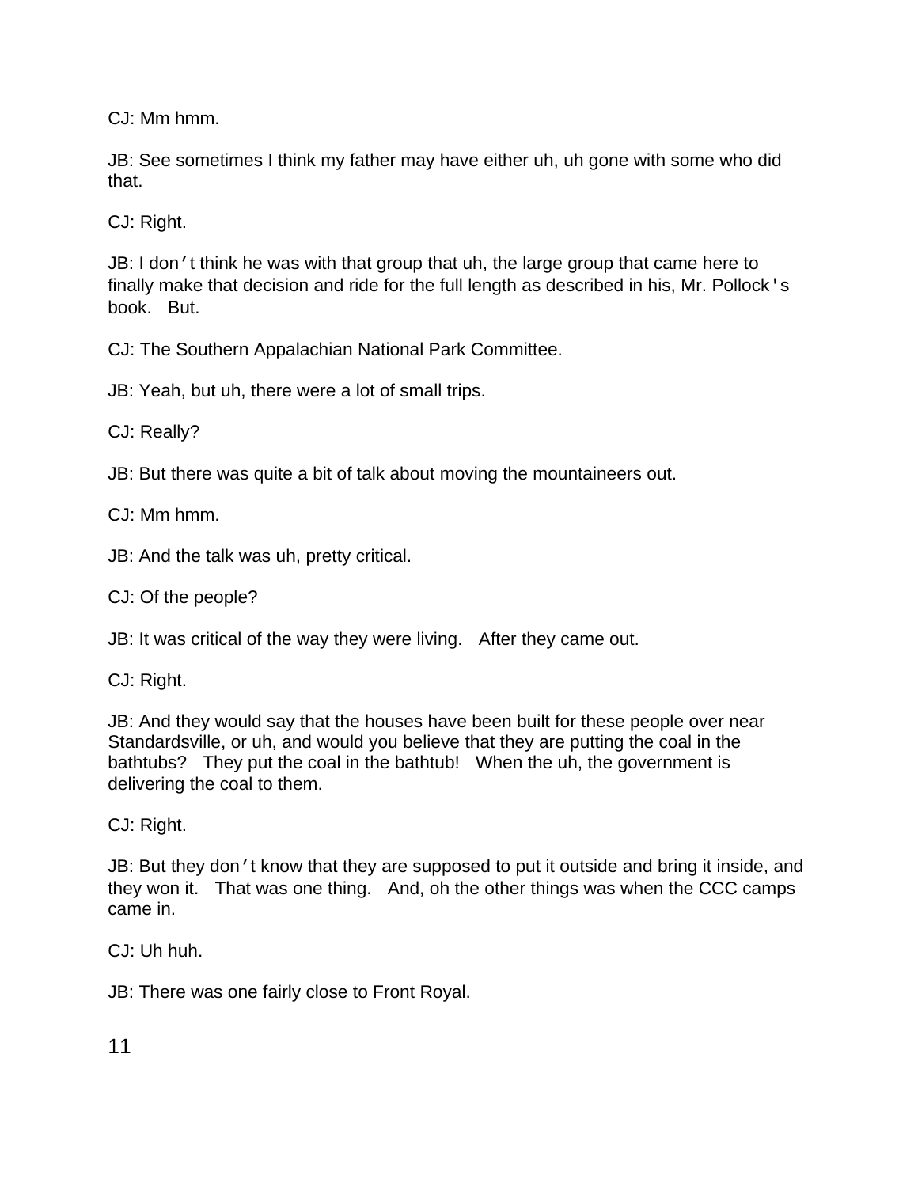CJ: Mm hmm.

JB: See sometimes I think my father may have either uh, uh gone with some who did that.

CJ: Right.

JB: I don't think he was with that group that uh, the large group that came here to finally make that decision and ride for the full length as described in his, Mr. Pollock's book. But.

CJ: The Southern Appalachian National Park Committee.

JB: Yeah, but uh, there were a lot of small trips.

CJ: Really?

JB: But there was quite a bit of talk about moving the mountaineers out.

CJ: Mm hmm.

JB: And the talk was uh, pretty critical.

CJ: Of the people?

JB: It was critical of the way they were living. After they came out.

CJ: Right.

JB: And they would say that the houses have been built for these people over near Standardsville, or uh, and would you believe that they are putting the coal in the bathtubs? They put the coal in the bathtub! When the uh, the government is delivering the coal to them.

CJ: Right.

JB: But they don't know that they are supposed to put it outside and bring it inside, and they won it. That was one thing. And, oh the other things was when the CCC camps came in.

CJ: Uh huh.

JB: There was one fairly close to Front Royal.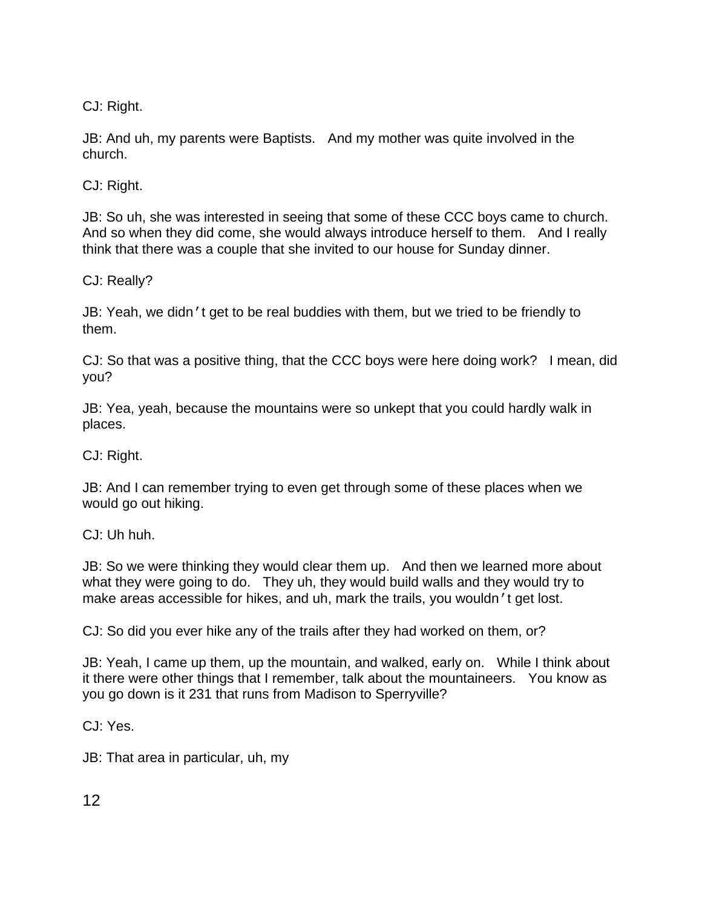CJ: Right.

JB: And uh, my parents were Baptists. And my mother was quite involved in the church.

CJ: Right.

JB: So uh, she was interested in seeing that some of these CCC boys came to church. And so when they did come, she would always introduce herself to them. And I really think that there was a couple that she invited to our house for Sunday dinner.

CJ: Really?

JB: Yeah, we didn't get to be real buddies with them, but we tried to be friendly to them.

CJ: So that was a positive thing, that the CCC boys were here doing work? I mean, did you?

JB: Yea, yeah, because the mountains were so unkept that you could hardly walk in places.

CJ: Right.

JB: And I can remember trying to even get through some of these places when we would go out hiking.

CJ: Uh huh.

JB: So we were thinking they would clear them up. And then we learned more about what they were going to do. They uh, they would build walls and they would try to make areas accessible for hikes, and uh, mark the trails, you wouldn't get lost.

CJ: So did you ever hike any of the trails after they had worked on them, or?

JB: Yeah, I came up them, up the mountain, and walked, early on. While I think about it there were other things that I remember, talk about the mountaineers. You know as you go down is it 231 that runs from Madison to Sperryville?

CJ: Yes.

JB: That area in particular, uh, my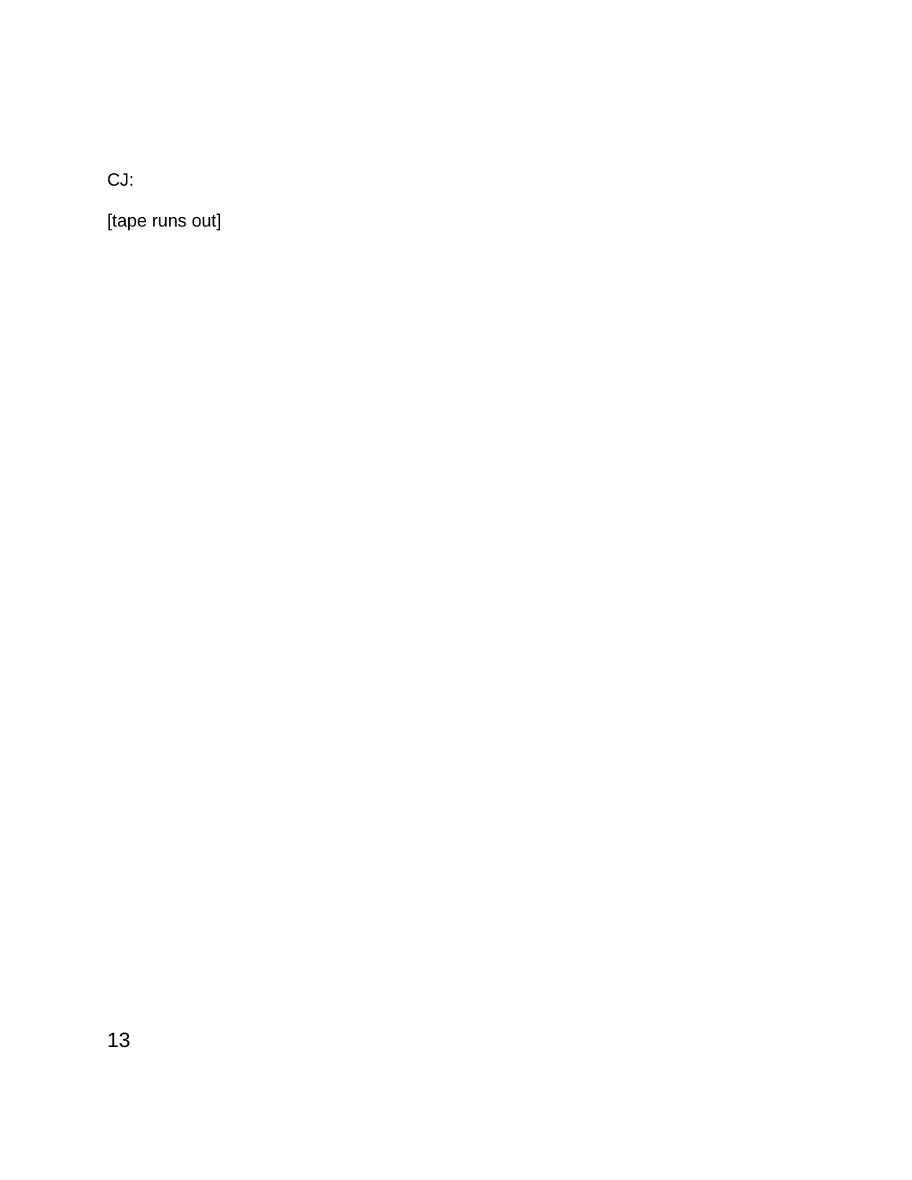CJ:

[tape runs out]